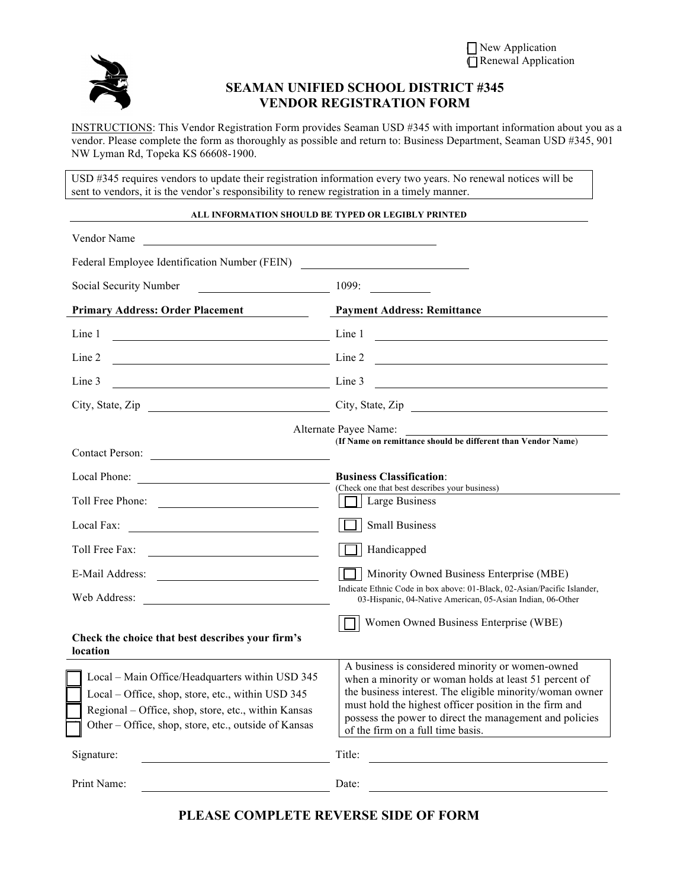☐ New Application
☐ Renewal Application

# SEAMAN UNIFIED SCHOOL DISTRICT #345
# VENDOR REGISTRATION FORM

INSTRUCTIONS: This Vendor Registration Form provides Seaman USD #345 with important information about you as a vendor. Please complete the form as thoroughly as possible and return to: Business Department, Seaman USD #345, 901 NW Lyman Rd, Topeka KS 66608-1900.

USD #345 requires vendors to update their registration information every two years. No renewal notices will be sent to vendors, it is the vendor's responsibility to renew registration in a timely manner.

**ALL INFORMATION SHOULD BE TYPED OR LEGIBLY PRINTED**

Vendor Name ______________________________

Federal Employee Identification Number (FEIN) ______________________

Social Security Number ____________________ 1099: __________

| **Primary Address: Order Placement** | **Payment Address: Remittance** |
|---|---|
| Line 1 ____________________ | Line 1 ____________________ |
| Line 2 ____________________ | Line 2 ____________________ |
| Line 3 ____________________ | Line 3 ____________________ |
| City, State, Zip ____________________ | City, State, Zip ____________________ |

Alternate Payee Name: ____________________
(**If Name on remittance should be different than Vendor Name**)

Contact Person: ____________________

Local Phone: ____________________

Toll Free Phone: ____________________

Local Fax: ____________________

Toll Free Fax: ____________________

E-Mail Address: ____________________

Web Address: ____________________

**Business Classification**:
(Check one that best describes your business)

☐ Large Business

☐ Small Business

☐ Handicapped

☐ Minority Owned Business Enterprise (MBE)

Indicate Ethnic Code in box above: 01-Black, 02-Asian/Pacific Islander, 03-Hispanic, 04-Native American, 05-Asian Indian, 06-Other

☐ Women Owned Business Enterprise (WBE)

A business is considered minority or women-owned when a minority or woman holds at least 51 percent of the business interest. The eligible minority/woman owner must hold the highest officer position in the firm and possess the power to direct the management and policies of the firm on a full time basis.

**Check the choice that best describes your firm's location**

☐ Local – Main Office/Headquarters within USD 345
☐ Local – Office, shop, store, etc., within USD 345
☐ Regional – Office, shop, store, etc., within Kansas
☐ Other – Office, shop, store, etc., outside of Kansas

Signature: ____________________ Title: ____________________

Print Name: ____________________ Date: ____________________

**PLEASE COMPLETE REVERSE SIDE OF FORM**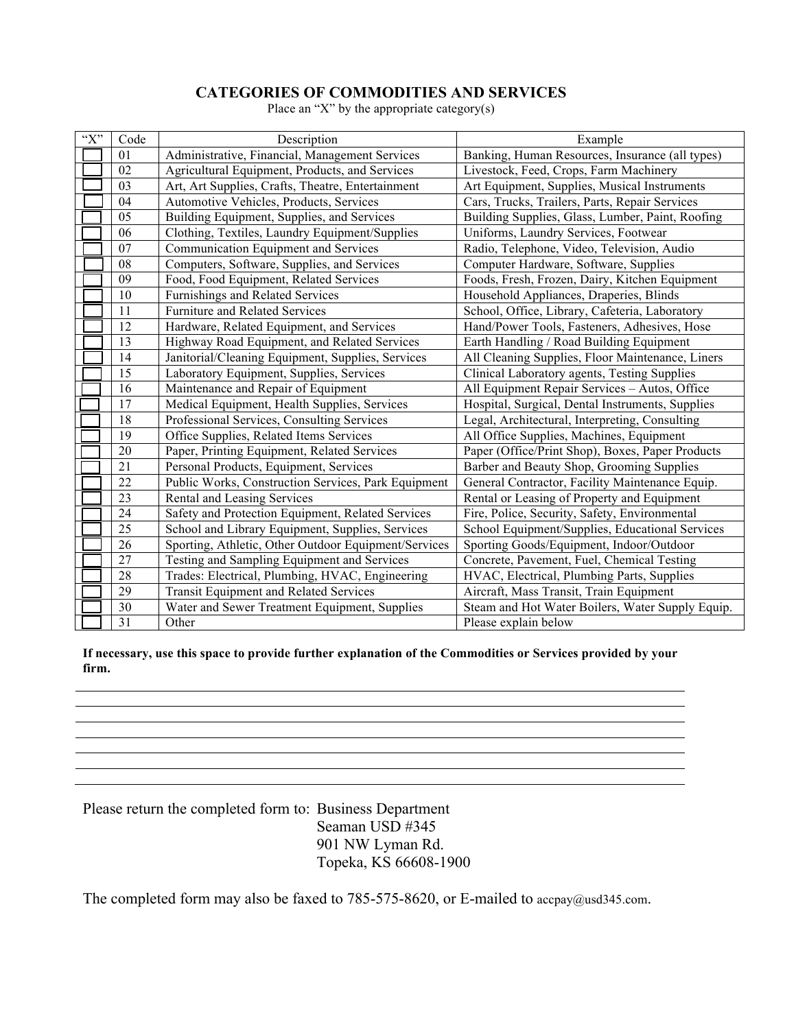## CATEGORIES OF COMMODITIES AND SERVICES

Place an "X" by the appropriate category(s)

| "X" | Code | Description | Example |
|---|---|---|---|
| ☐ | 01 | Administrative, Financial, Management Services | Banking, Human Resources, Insurance (all types) |
| ☐ | 02 | Agricultural Equipment, Products, and Services | Livestock, Feed, Crops, Farm Machinery |
| ☐ | 03 | Art, Art Supplies, Crafts, Theatre, Entertainment | Art Equipment, Supplies, Musical Instruments |
| ☐ | 04 | Automotive Vehicles, Products, Services | Cars, Trucks, Trailers, Parts, Repair Services |
| ☐ | 05 | Building Equipment, Supplies, and Services | Building Supplies, Glass, Lumber, Paint, Roofing |
| ☐ | 06 | Clothing, Textiles, Laundry Equipment/Supplies | Uniforms, Laundry Services, Footwear |
| ☐ | 07 | Communication Equipment and Services | Radio, Telephone, Video, Television, Audio |
| ☐ | 08 | Computers, Software, Supplies, and Services | Computer Hardware, Software, Supplies |
| ☐ | 09 | Food, Food Equipment, Related Services | Foods, Fresh, Frozen, Dairy, Kitchen Equipment |
| ☐ | 10 | Furnishings and Related Services | Household Appliances, Draperies, Blinds |
| ☐ | 11 | Furniture and Related Services | School, Office, Library, Cafeteria, Laboratory |
| ☐ | 12 | Hardware, Related Equipment, and Services | Hand/Power Tools, Fasteners, Adhesives, Hose |
| ☐ | 13 | Highway Road Equipment, and Related Services | Earth Handling / Road Building Equipment |
| ☐ | 14 | Janitorial/Cleaning Equipment, Supplies, Services | All Cleaning Supplies, Floor Maintenance, Liners |
| ☐ | 15 | Laboratory Equipment, Supplies, Services | Clinical Laboratory agents, Testing Supplies |
| ☐ | 16 | Maintenance and Repair of Equipment | All Equipment Repair Services – Autos, Office |
| ☐ | 17 | Medical Equipment, Health Supplies, Services | Hospital, Surgical, Dental Instruments, Supplies |
| ☐ | 18 | Professional Services, Consulting Services | Legal, Architectural, Interpreting, Consulting |
| ☐ | 19 | Office Supplies, Related Items Services | All Office Supplies, Machines, Equipment |
| ☐ | 20 | Paper, Printing Equipment, Related Services | Paper (Office/Print Shop), Boxes, Paper Products |
| ☐ | 21 | Personal Products, Equipment, Services | Barber and Beauty Shop, Grooming Supplies |
| ☐ | 22 | Public Works, Construction Services, Park Equipment | General Contractor, Facility Maintenance Equip. |
| ☐ | 23 | Rental and Leasing Services | Rental or Leasing of Property and Equipment |
| ☐ | 24 | Safety and Protection Equipment, Related Services | Fire, Police, Security, Safety, Environmental |
| ☐ | 25 | School and Library Equipment, Supplies, Services | School Equipment/Supplies, Educational Services |
| ☐ | 26 | Sporting, Athletic, Other Outdoor Equipment/Services | Sporting Goods/Equipment, Indoor/Outdoor |
| ☐ | 27 | Testing and Sampling Equipment and Services | Concrete, Pavement, Fuel, Chemical Testing |
| ☐ | 28 | Trades: Electrical, Plumbing, HVAC, Engineering | HVAC, Electrical, Plumbing Parts, Supplies |
| ☐ | 29 | Transit Equipment and Related Services | Aircraft, Mass Transit, Train Equipment |
| ☐ | 30 | Water and Sewer Treatment Equipment, Supplies | Steam and Hot Water Boilers, Water Supply Equip. |
| ☐ | 31 | Other | Please explain below |

**If necessary, use this space to provide further explanation of the Commodities or Services provided by your firm.**

_______________________________________________

_______________________________________________

_______________________________________________

_______________________________________________

_______________________________________________

_______________________________________________

_______________________________________________

Please return the completed form to: Business Department
Seaman USD #345
901 NW Lyman Rd.
Topeka, KS 66608-1900

The completed form may also be faxed to 785-575-8620, or E-mailed to accpay@usd345.com.